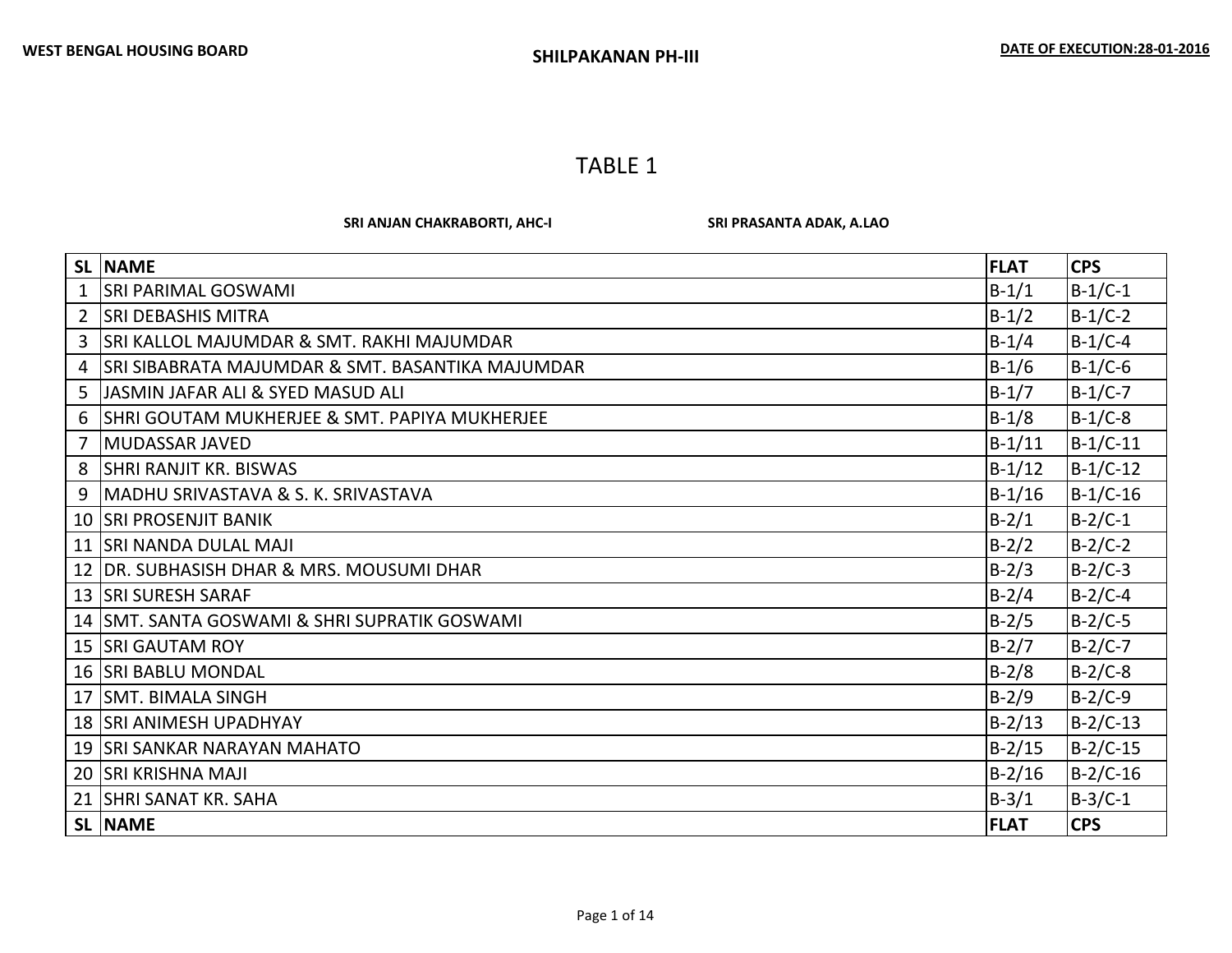WEST BENGAL HOUSING BOARD

SHILPAKANAN PH-III

DATE OF EXECUTION:28-01-2016

# TABLE 1

**SRI ANJAN CHAKRABORTI, AHC-I** **SRI PRASANTA ADAK, A.LAO**

| SL | NAME | FLAT | CPS |
|---|---|---|---|
| 1 | SRI PARIMAL GOSWAMI | B-1/1 | B-1/C-1 |
| 2 | SRI DEBASHIS MITRA | B-1/2 | B-1/C-2 |
| 3 | SRI KALLOL MAJUMDAR & SMT. RAKHI MAJUMDAR | B-1/4 | B-1/C-4 |
| 4 | SRI SIBABRATA MAJUMDAR & SMT. BASANTIKA MAJUMDAR | B-1/6 | B-1/C-6 |
| 5 | JASMIN JAFAR ALI & SYED MASUD ALI | B-1/7 | B-1/C-7 |
| 6 | SHRI GOUTAM MUKHERJEE & SMT. PAPIYA MUKHERJEE | B-1/8 | B-1/C-8 |
| 7 | MUDASSAR JAVED | B-1/11 | B-1/C-11 |
| 8 | SHRI RANJIT KR. BISWAS | B-1/12 | B-1/C-12 |
| 9 | MADHU SRIVASTAVA & S. K. SRIVASTAVA | B-1/16 | B-1/C-16 |
| 10 | SRI PROSENJIT BANIK | B-2/1 | B-2/C-1 |
| 11 | SRI NANDA DULAL MAJI | B-2/2 | B-2/C-2 |
| 12 | DR. SUBHASISH DHAR & MRS. MOUSUMI DHAR | B-2/3 | B-2/C-3 |
| 13 | SRI SURESH SARAF | B-2/4 | B-2/C-4 |
| 14 | SMT. SANTA GOSWAMI & SHRI SUPRATIK GOSWAMI | B-2/5 | B-2/C-5 |
| 15 | SRI GAUTAM ROY | B-2/7 | B-2/C-7 |
| 16 | SRI BABLU MONDAL | B-2/8 | B-2/C-8 |
| 17 | SMT. BIMALA SINGH | B-2/9 | B-2/C-9 |
| 18 | SRI ANIMESH UPADHYAY | B-2/13 | B-2/C-13 |
| 19 | SRI SANKAR NARAYAN MAHATO | B-2/15 | B-2/C-15 |
| 20 | SRI KRISHNA MAJI | B-2/16 | B-2/C-16 |
| 21 | SHRI SANAT KR. SAHA | B-3/1 | B-3/C-1 |
| SL | NAME | FLAT | CPS |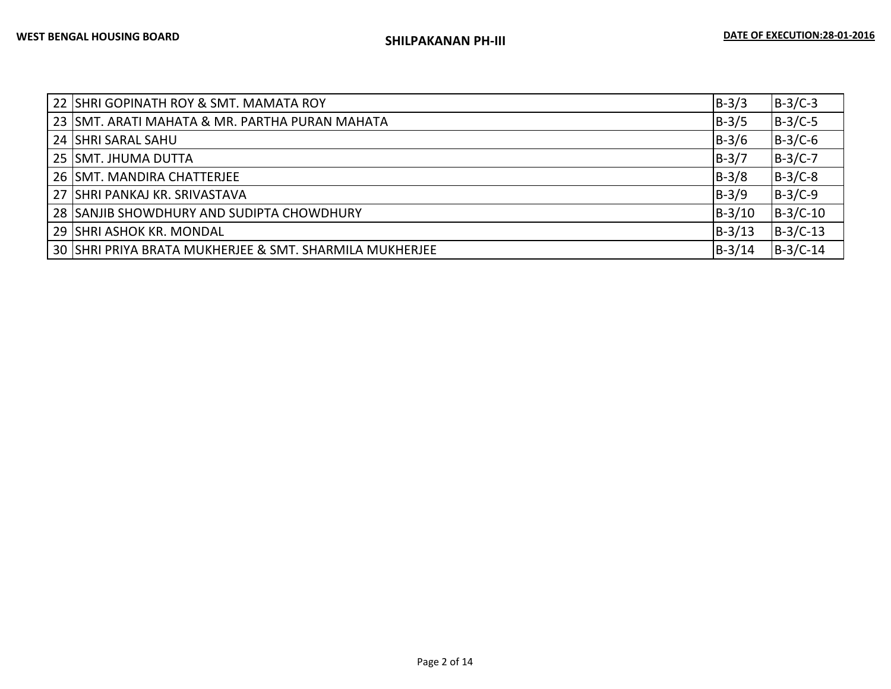| | | | |
|---|---|---|---|
| 22 | SHRI GOPINATH ROY & SMT. MAMATA ROY | B-3/3 | B-3/C-3 |
| 23 | SMT. ARATI MAHATA & MR. PARTHA PURAN MAHATA | B-3/5 | B-3/C-5 |
| 24 | SHRI SARAL SAHU | B-3/6 | B-3/C-6 |
| 25 | SMT. JHUMA DUTTA | B-3/7 | B-3/C-7 |
| 26 | SMT. MANDIRA CHATTERJEE | B-3/8 | B-3/C-8 |
| 27 | SHRI PANKAJ KR. SRIVASTAVA | B-3/9 | B-3/C-9 |
| 28 | SANJIB SHOWDHURY AND SUDIPTA CHOWDHURY | B-3/10 | B-3/C-10 |
| 29 | SHRI ASHOK KR. MONDAL | B-3/13 | B-3/C-13 |
| 30 | SHRI PRIYA BRATA MUKHERJEE & SMT. SHARMILA MUKHERJEE | B-3/14 | B-3/C-14 |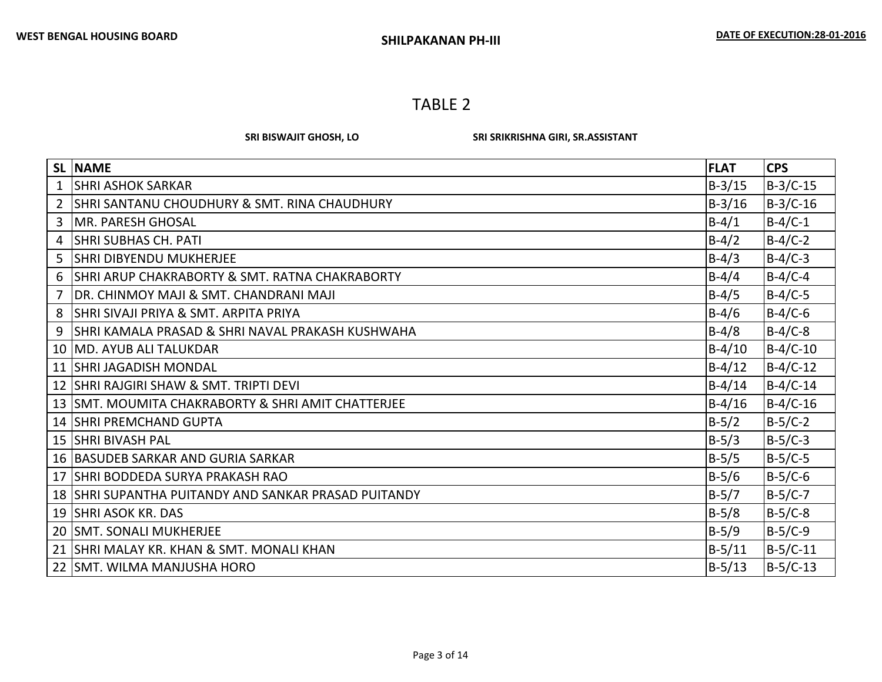WEST BENGAL HOUSING BOARD

SHILPAKANAN PH-III

DATE OF EXECUTION:28-01-2016

# TABLE 2

**SRI BISWAJIT GHOSH, LO** **SRI SRIKRISHNA GIRI, SR.ASSISTANT**

| SL | NAME | FLAT | CPS |
|---|---|---|---|
| 1 | SHRI ASHOK SARKAR | B-3/15 | B-3/C-15 |
| 2 | SHRI SANTANU CHOUDHURY & SMT. RINA CHAUDHURY | B-3/16 | B-3/C-16 |
| 3 | MR. PARESH GHOSAL | B-4/1 | B-4/C-1 |
| 4 | SHRI SUBHAS CH. PATI | B-4/2 | B-4/C-2 |
| 5 | SHRI DIBYENDU MUKHERJEE | B-4/3 | B-4/C-3 |
| 6 | SHRI ARUP CHAKRABORTY & SMT. RATNA CHAKRABORTY | B-4/4 | B-4/C-4 |
| 7 | DR. CHINMOY MAJI & SMT. CHANDRANI MAJI | B-4/5 | B-4/C-5 |
| 8 | SHRI SIVAJI PRIYA & SMT. ARPITA PRIYA | B-4/6 | B-4/C-6 |
| 9 | SHRI KAMALA PRASAD & SHRI NAVAL PRAKASH KUSHWAHA | B-4/8 | B-4/C-8 |
| 10 | MD. AYUB ALI TALUKDAR | B-4/10 | B-4/C-10 |
| 11 | SHRI JAGADISH MONDAL | B-4/12 | B-4/C-12 |
| 12 | SHRI RAJGIRI SHAW & SMT. TRIPTI DEVI | B-4/14 | B-4/C-14 |
| 13 | SMT. MOUMITA CHAKRABORTY & SHRI AMIT CHATTERJEE | B-4/16 | B-4/C-16 |
| 14 | SHRI PREMCHAND GUPTA | B-5/2 | B-5/C-2 |
| 15 | SHRI BIVASH PAL | B-5/3 | B-5/C-3 |
| 16 | BASUDEB SARKAR AND GURIA SARKAR | B-5/5 | B-5/C-5 |
| 17 | SHRI BODDEDA SURYA PRAKASH RAO | B-5/6 | B-5/C-6 |
| 18 | SHRI SUPANTHA PUITANDY AND SANKAR PRASAD PUITANDY | B-5/7 | B-5/C-7 |
| 19 | SHRI ASOK KR. DAS | B-5/8 | B-5/C-8 |
| 20 | SMT. SONALI MUKHERJEE | B-5/9 | B-5/C-9 |
| 21 | SHRI MALAY KR. KHAN & SMT. MONALI KHAN | B-5/11 | B-5/C-11 |
| 22 | SMT. WILMA MANJUSHA HORO | B-5/13 | B-5/C-13 |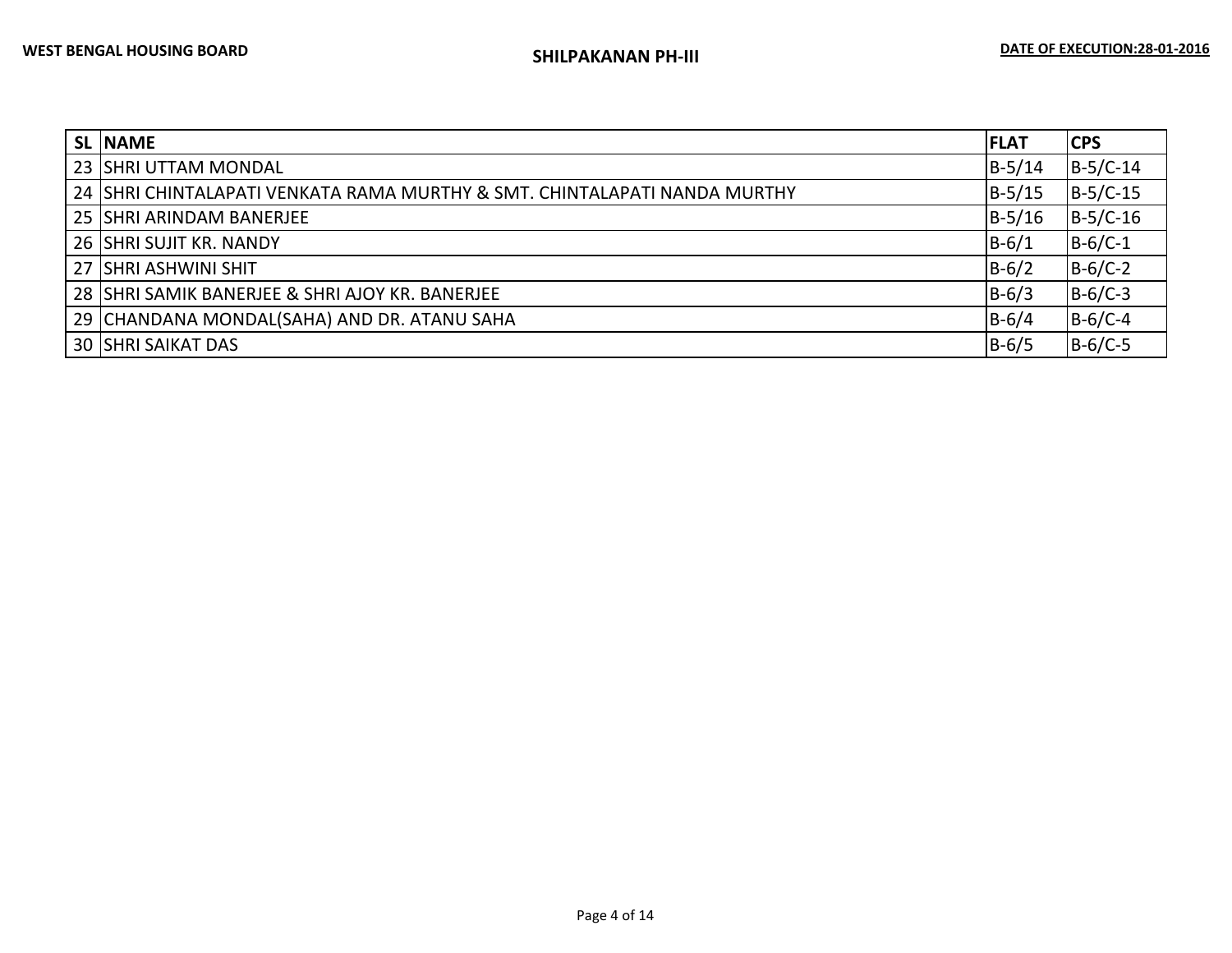| SL | NAME | FLAT | CPS |
|---|---|---|---|
| 23 | SHRI UTTAM MONDAL | B-5/14 | B-5/C-14 |
| 24 | SHRI CHINTALAPATI VENKATA RAMA MURTHY & SMT. CHINTALAPATI NANDA MURTHY | B-5/15 | B-5/C-15 |
| 25 | SHRI ARINDAM BANERJEE | B-5/16 | B-5/C-16 |
| 26 | SHRI SUJIT KR. NANDY | B-6/1 | B-6/C-1 |
| 27 | SHRI ASHWINI SHIT | B-6/2 | B-6/C-2 |
| 28 | SHRI SAMIK BANERJEE & SHRI AJOY KR. BANERJEE | B-6/3 | B-6/C-3 |
| 29 | CHANDANA MONDAL(SAHA) AND DR. ATANU SAHA | B-6/4 | B-6/C-4 |
| 30 | SHRI SAIKAT DAS | B-6/5 | B-6/C-5 |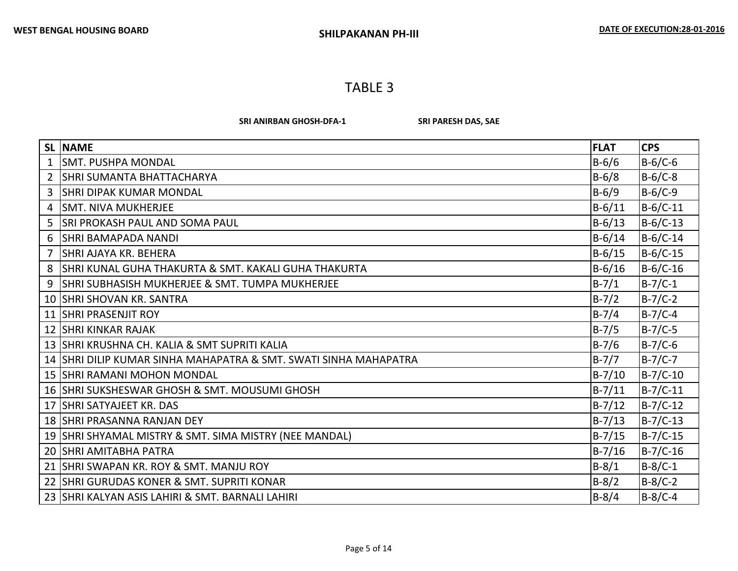WEST BENGAL HOUSING BOARD

SHILPAKANAN PH-III

DATE OF EXECUTION:28-01-2016

# TABLE 3

**SRI ANIRBAN GHOSH-DFA-1** **SRI PARESH DAS, SAE**

| SL | NAME | FLAT | CPS |
|---|---|---|---|
| 1 | SMT. PUSHPA MONDAL | B-6/6 | B-6/C-6 |
| 2 | SHRI SUMANTA BHATTACHARYA | B-6/8 | B-6/C-8 |
| 3 | SHRI DIPAK KUMAR MONDAL | B-6/9 | B-6/C-9 |
| 4 | SMT. NIVA MUKHERJEE | B-6/11 | B-6/C-11 |
| 5 | SRI PROKASH PAUL AND SOMA PAUL | B-6/13 | B-6/C-13 |
| 6 | SHRI BAMAPADA NANDI | B-6/14 | B-6/C-14 |
| 7 | SHRI AJAYA KR. BEHERA | B-6/15 | B-6/C-15 |
| 8 | SHRI KUNAL GUHA THAKURTA & SMT. KAKALI GUHA THAKURTA | B-6/16 | B-6/C-16 |
| 9 | SHRI SUBHASISH MUKHERJEE & SMT. TUMPA MUKHERJEE | B-7/1 | B-7/C-1 |
| 10 | SHRI SHOVAN KR. SANTRA | B-7/2 | B-7/C-2 |
| 11 | SHRI PRASENJIT ROY | B-7/4 | B-7/C-4 |
| 12 | SHRI KINKAR RAJAK | B-7/5 | B-7/C-5 |
| 13 | SHRI KRUSHNA CH. KALIA & SMT SUPRITI KALIA | B-7/6 | B-7/C-6 |
| 14 | SHRI DILIP KUMAR SINHA MAHAPATRA & SMT. SWATI SINHA MAHAPATRA | B-7/7 | B-7/C-7 |
| 15 | SHRI RAMANI MOHON MONDAL | B-7/10 | B-7/C-10 |
| 16 | SHRI SUKSHESWAR GHOSH & SMT. MOUSUMI GHOSH | B-7/11 | B-7/C-11 |
| 17 | SHRI SATYAJEET KR. DAS | B-7/12 | B-7/C-12 |
| 18 | SHRI PRASANNA RANJAN DEY | B-7/13 | B-7/C-13 |
| 19 | SHRI SHYAMAL MISTRY & SMT. SIMA MISTRY (NEE MANDAL) | B-7/15 | B-7/C-15 |
| 20 | SHRI AMITABHA PATRA | B-7/16 | B-7/C-16 |
| 21 | SHRI SWAPAN KR. ROY & SMT. MANJU ROY | B-8/1 | B-8/C-1 |
| 22 | SHRI GURUDAS KONER & SMT. SUPRITI KONAR | B-8/2 | B-8/C-2 |
| 23 | SHRI KALYAN ASIS LAHIRI & SMT. BARNALI LAHIRI | B-8/4 | B-8/C-4 |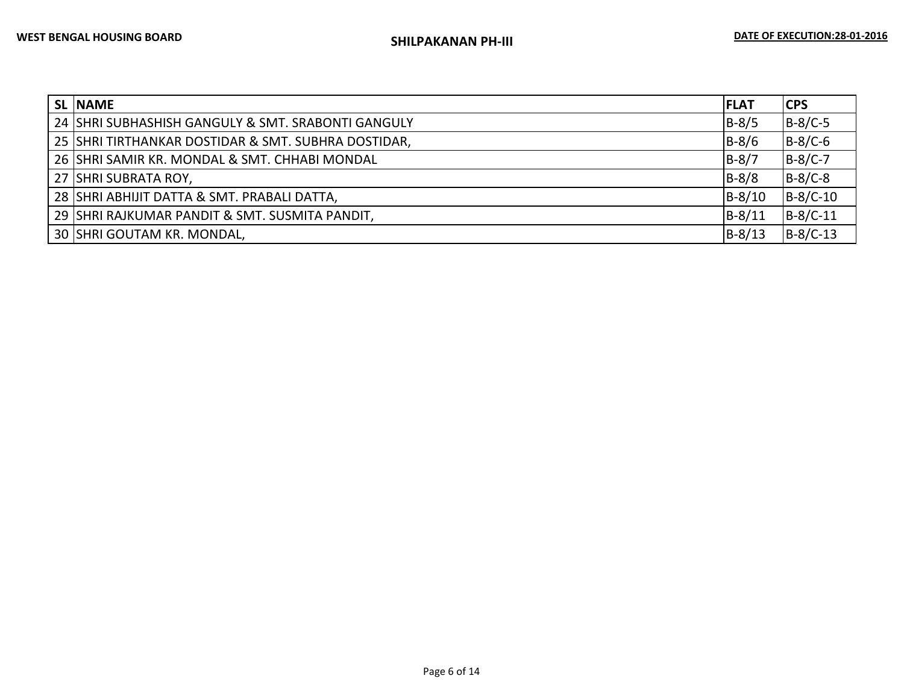| SL | NAME | FLAT | CPS |
|---|---|---|---|
| 24 | SHRI SUBHASHISH GANGULY & SMT. SRABONTI GANGULY | B-8/5 | B-8/C-5 |
| 25 | SHRI TIRTHANKAR DOSTIDAR & SMT. SUBHRA DOSTIDAR, | B-8/6 | B-8/C-6 |
| 26 | SHRI SAMIR KR. MONDAL & SMT. CHHABI MONDAL | B-8/7 | B-8/C-7 |
| 27 | SHRI SUBRATA ROY, | B-8/8 | B-8/C-8 |
| 28 | SHRI ABHIJIT DATTA & SMT. PRABALI DATTA, | B-8/10 | B-8/C-10 |
| 29 | SHRI RAJKUMAR PANDIT & SMT. SUSMITA PANDIT, | B-8/11 | B-8/C-11 |
| 30 | SHRI GOUTAM KR. MONDAL, | B-8/13 | B-8/C-13 |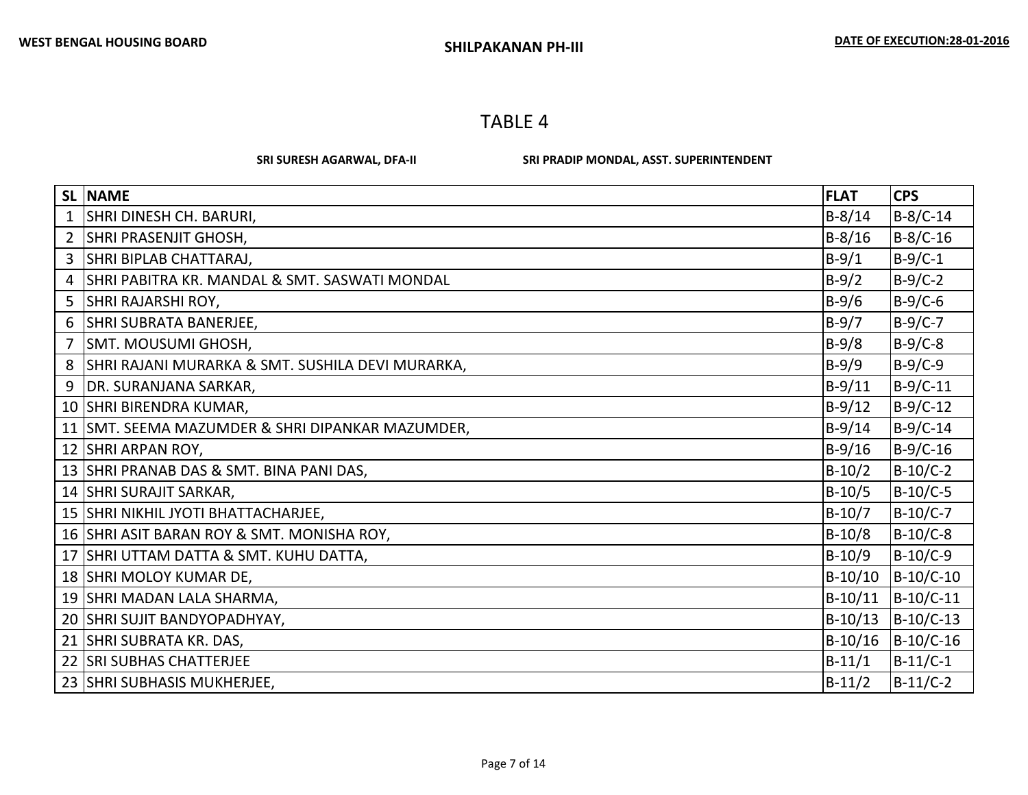WEST BENGAL HOUSING BOARD

SHILPAKANAN PH-III

DATE OF EXECUTION:28-01-2016

# TABLE 4

**SRI SURESH AGARWAL, DFA-II** **SRI PRADIP MONDAL, ASST. SUPERINTENDENT**

| SL | NAME | FLAT | CPS |
|---|---|---|---|
| 1 | SHRI DINESH CH. BARURI, | B-8/14 | B-8/C-14 |
| 2 | SHRI PRASENJIT GHOSH, | B-8/16 | B-8/C-16 |
| 3 | SHRI BIPLAB CHATTARAJ, | B-9/1 | B-9/C-1 |
| 4 | SHRI PABITRA KR. MANDAL & SMT. SASWATI MONDAL | B-9/2 | B-9/C-2 |
| 5 | SHRI RAJARSHI ROY, | B-9/6 | B-9/C-6 |
| 6 | SHRI SUBRATA BANERJEE, | B-9/7 | B-9/C-7 |
| 7 | SMT. MOUSUMI GHOSH, | B-9/8 | B-9/C-8 |
| 8 | SHRI RAJANI MURARKA & SMT. SUSHILA DEVI MURARKA, | B-9/9 | B-9/C-9 |
| 9 | DR. SURANJANA SARKAR, | B-9/11 | B-9/C-11 |
| 10 | SHRI BIRENDRA KUMAR, | B-9/12 | B-9/C-12 |
| 11 | SMT. SEEMA MAZUMDER & SHRI DIPANKAR MAZUMDER, | B-9/14 | B-9/C-14 |
| 12 | SHRI ARPAN ROY, | B-9/16 | B-9/C-16 |
| 13 | SHRI PRANAB DAS & SMT. BINA PANI DAS, | B-10/2 | B-10/C-2 |
| 14 | SHRI SURAJIT SARKAR, | B-10/5 | B-10/C-5 |
| 15 | SHRI NIKHIL JYOTI BHATTACHARJEE, | B-10/7 | B-10/C-7 |
| 16 | SHRI ASIT BARAN ROY & SMT. MONISHA ROY, | B-10/8 | B-10/C-8 |
| 17 | SHRI UTTAM DATTA & SMT. KUHU DATTA, | B-10/9 | B-10/C-9 |
| 18 | SHRI MOLOY KUMAR DE, | B-10/10 | B-10/C-10 |
| 19 | SHRI MADAN LALA SHARMA, | B-10/11 | B-10/C-11 |
| 20 | SHRI SUJIT BANDYOPADHYAY, | B-10/13 | B-10/C-13 |
| 21 | SHRI SUBRATA KR. DAS, | B-10/16 | B-10/C-16 |
| 22 | SRI SUBHAS CHATTERJEE | B-11/1 | B-11/C-1 |
| 23 | SHRI SUBHASIS MUKHERJEE, | B-11/2 | B-11/C-2 |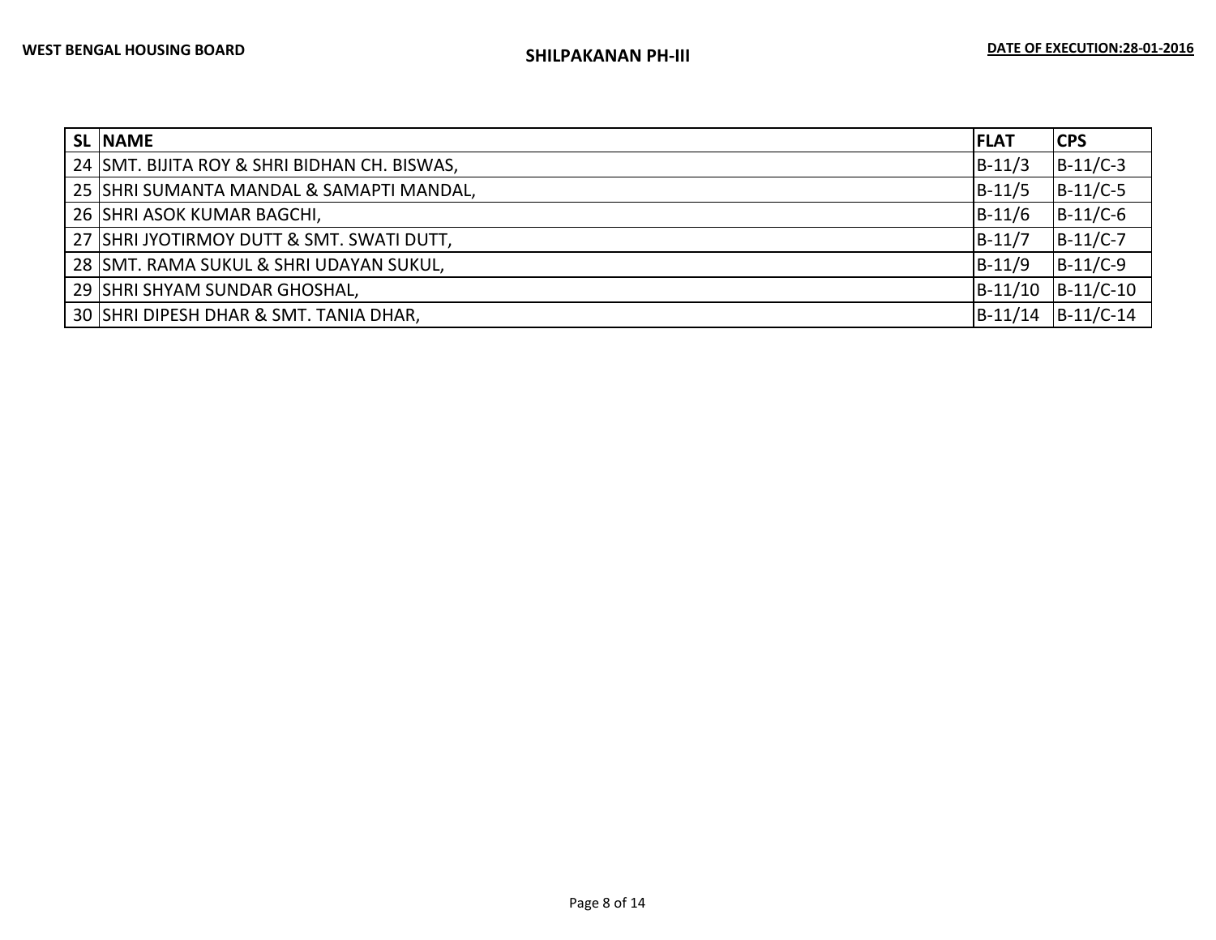| SL | NAME | FLAT | CPS |
|---|---|---|---|
| 24 | SMT. BIJITA ROY & SHRI BIDHAN CH. BISWAS, | B-11/3 | B-11/C-3 |
| 25 | SHRI SUMANTA MANDAL & SAMAPTI MANDAL, | B-11/5 | B-11/C-5 |
| 26 | SHRI ASOK KUMAR BAGCHI, | B-11/6 | B-11/C-6 |
| 27 | SHRI JYOTIRMOY DUTT & SMT. SWATI DUTT, | B-11/7 | B-11/C-7 |
| 28 | SMT. RAMA SUKUL & SHRI UDAYAN SUKUL, | B-11/9 | B-11/C-9 |
| 29 | SHRI SHYAM SUNDAR GHOSHAL, | B-11/10 | B-11/C-10 |
| 30 | SHRI DIPESH DHAR & SMT. TANIA DHAR, | B-11/14 | B-11/C-14 |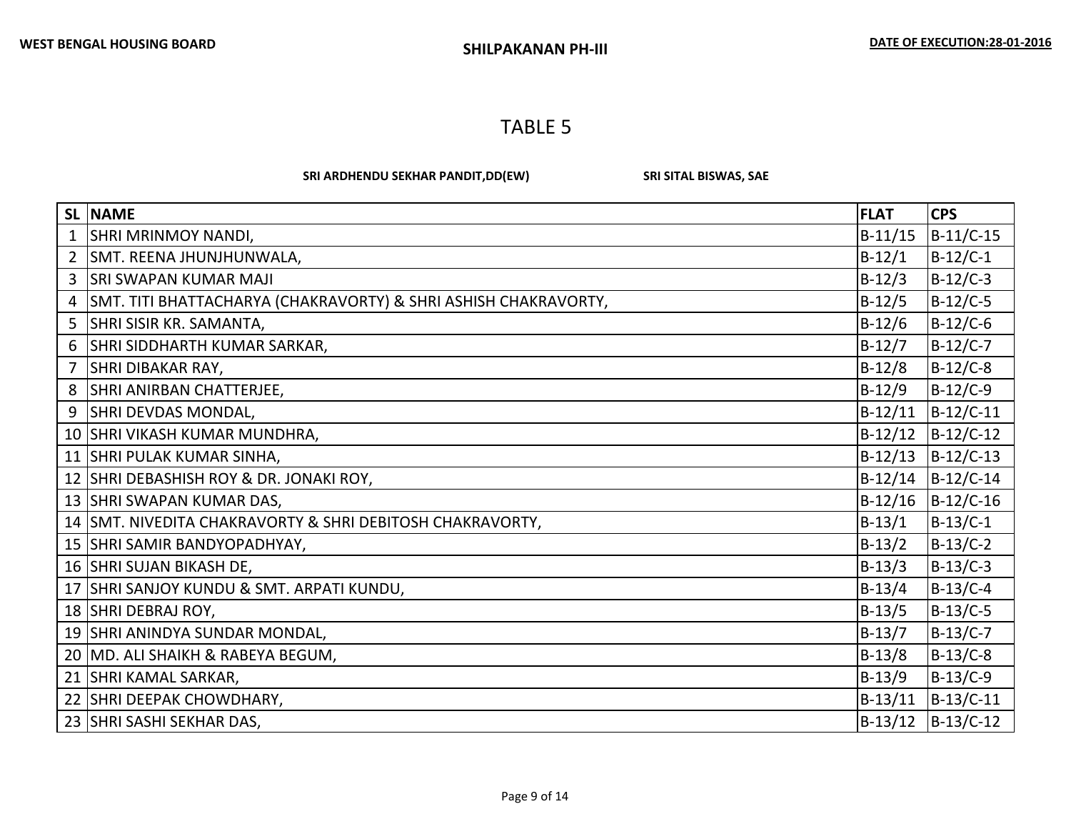WEST BENGAL HOUSING BOARD

SHILPAKANAN PH-III

DATE OF EXECUTION:28-01-2016

# TABLE 5

**SRI ARDHENDU SEKHAR PANDIT,DD(EW)** **SRI SITAL BISWAS, SAE**

| SL | NAME | FLAT | CPS |
|---|---|---|---|
| 1 | SHRI MRINMOY NANDI, | B-11/15 | B-11/C-15 |
| 2 | SMT. REENA JHUNJHUNWALA, | B-12/1 | B-12/C-1 |
| 3 | SRI SWAPAN KUMAR MAJI | B-12/3 | B-12/C-3 |
| 4 | SMT. TITI BHATTACHARYA (CHAKRAVORTY) & SHRI ASHISH CHAKRAVORTY, | B-12/5 | B-12/C-5 |
| 5 | SHRI SISIR KR. SAMANTA, | B-12/6 | B-12/C-6 |
| 6 | SHRI SIDDHARTH KUMAR SARKAR, | B-12/7 | B-12/C-7 |
| 7 | SHRI DIBAKAR RAY, | B-12/8 | B-12/C-8 |
| 8 | SHRI ANIRBAN CHATTERJEE, | B-12/9 | B-12/C-9 |
| 9 | SHRI DEVDAS MONDAL, | B-12/11 | B-12/C-11 |
| 10 | SHRI VIKASH KUMAR MUNDHRA, | B-12/12 | B-12/C-12 |
| 11 | SHRI PULAK KUMAR SINHA, | B-12/13 | B-12/C-13 |
| 12 | SHRI DEBASHISH ROY & DR. JONAKI ROY, | B-12/14 | B-12/C-14 |
| 13 | SHRI SWAPAN KUMAR DAS, | B-12/16 | B-12/C-16 |
| 14 | SMT. NIVEDITA CHAKRAVORTY & SHRI DEBITOSH CHAKRAVORTY, | B-13/1 | B-13/C-1 |
| 15 | SHRI SAMIR BANDYOPADHYAY, | B-13/2 | B-13/C-2 |
| 16 | SHRI SUJAN BIKASH DE, | B-13/3 | B-13/C-3 |
| 17 | SHRI SANJOY KUNDU & SMT. ARPATI KUNDU, | B-13/4 | B-13/C-4 |
| 18 | SHRI DEBRAJ ROY, | B-13/5 | B-13/C-5 |
| 19 | SHRI ANINDYA SUNDAR MONDAL, | B-13/7 | B-13/C-7 |
| 20 | MD. ALI SHAIKH & RABEYA BEGUM, | B-13/8 | B-13/C-8 |
| 21 | SHRI KAMAL SARKAR, | B-13/9 | B-13/C-9 |
| 22 | SHRI DEEPAK CHOWDHARY, | B-13/11 | B-13/C-11 |
| 23 | SHRI SASHI SEKHAR DAS, | B-13/12 | B-13/C-12 |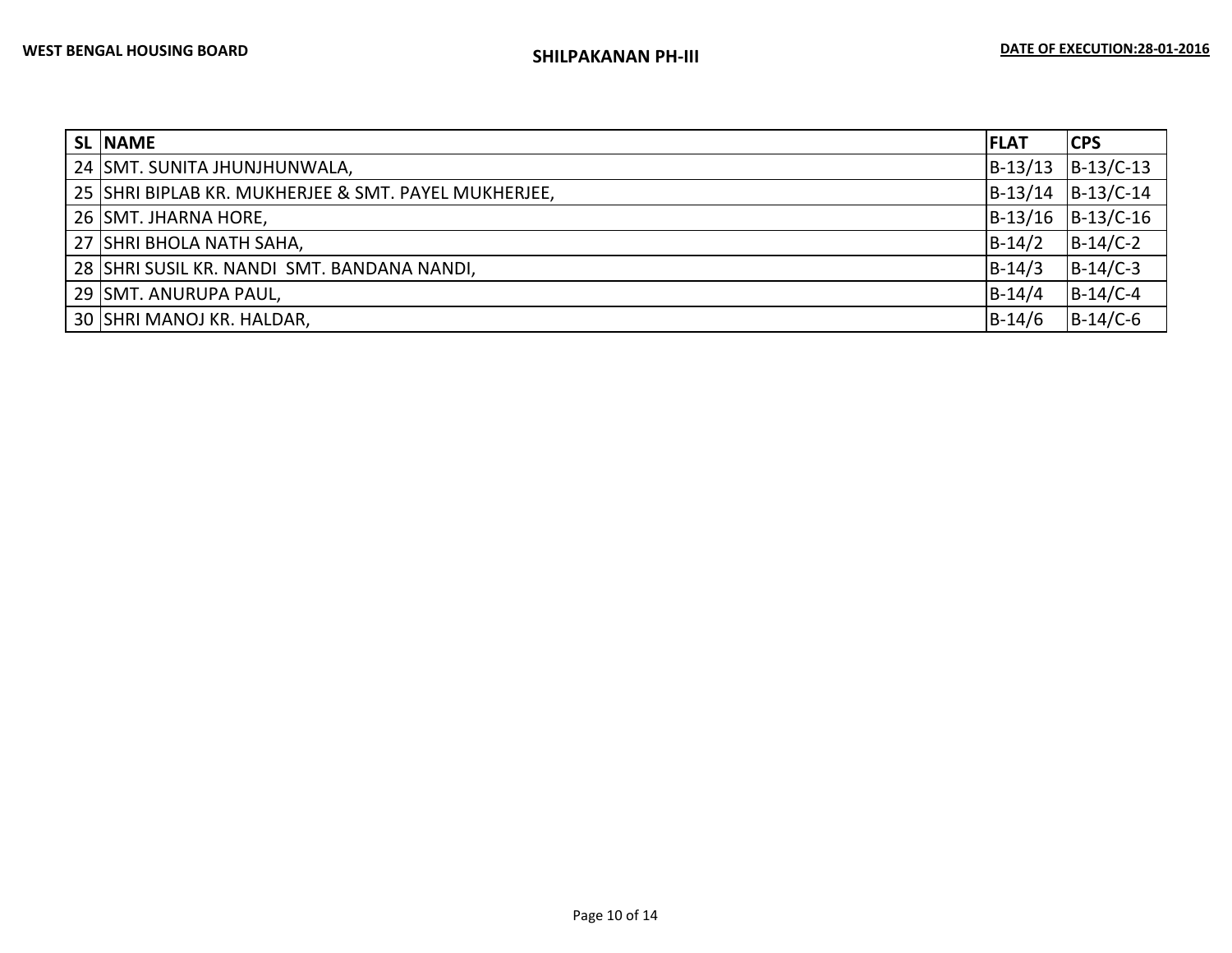| SL | NAME | FLAT | CPS |
|---|---|---|---|
| 24 | SMT. SUNITA JHUNJHUNWALA, | B-13/13 | B-13/C-13 |
| 25 | SHRI BIPLAB KR. MUKHERJEE & SMT. PAYEL MUKHERJEE, | B-13/14 | B-13/C-14 |
| 26 | SMT. JHARNA HORE, | B-13/16 | B-13/C-16 |
| 27 | SHRI BHOLA NATH SAHA, | B-14/2 | B-14/C-2 |
| 28 | SHRI SUSIL KR. NANDI SMT. BANDANA NANDI, | B-14/3 | B-14/C-3 |
| 29 | SMT. ANURUPA PAUL, | B-14/4 | B-14/C-4 |
| 30 | SHRI MANOJ KR. HALDAR, | B-14/6 | B-14/C-6 |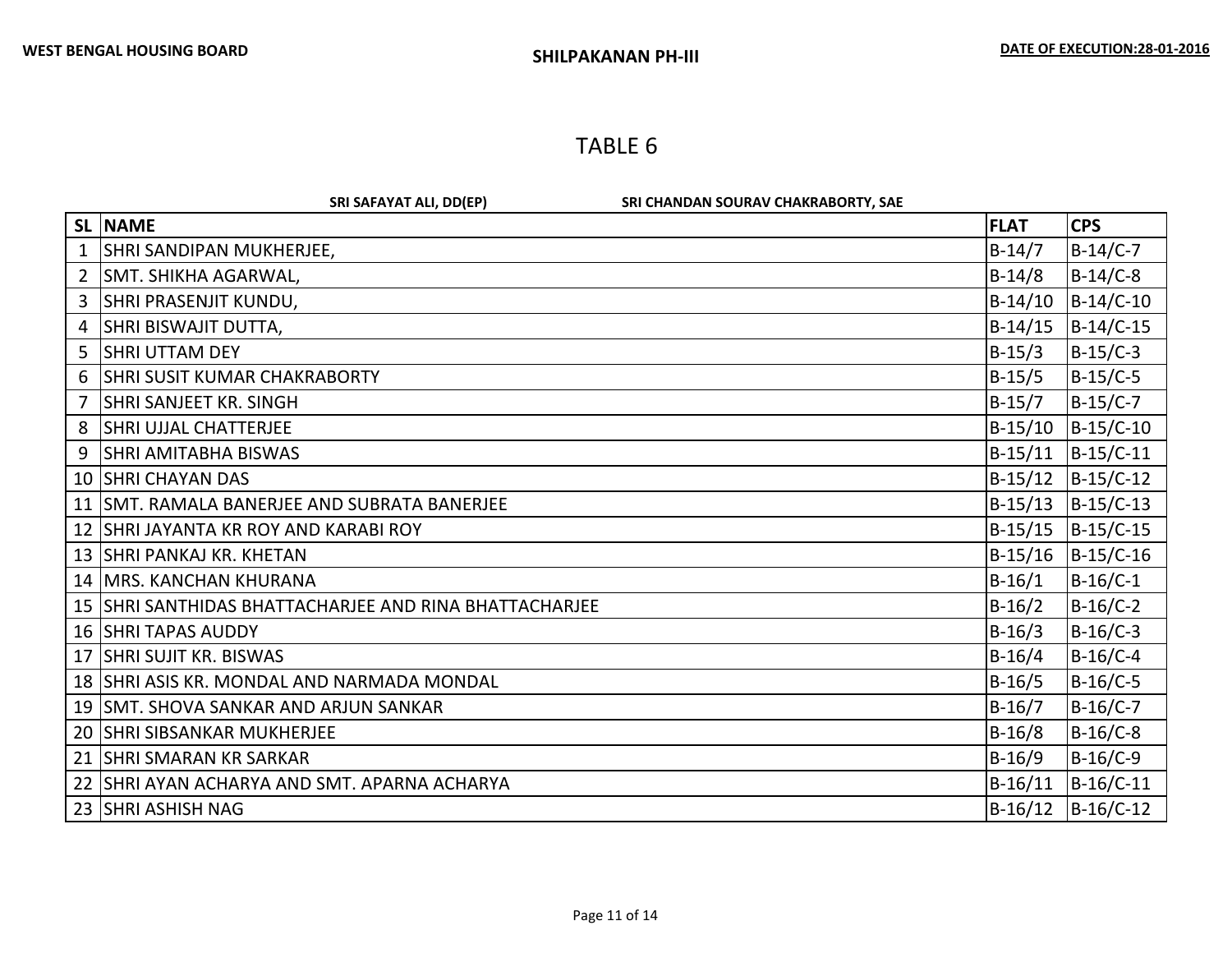WEST BENGAL HOUSING BOARD

SHILPAKANAN PH-III

DATE OF EXECUTION:28-01-2016

# TABLE 6

**SRI SAFAYAT ALI, DD(EP)** **SRI CHANDAN SOURAV CHAKRABORTY, SAE**

| SL | NAME | FLAT | CPS |
|---|---|---|---|
| 1 | SHRI SANDIPAN MUKHERJEE, | B-14/7 | B-14/C-7 |
| 2 | SMT. SHIKHA AGARWAL, | B-14/8 | B-14/C-8 |
| 3 | SHRI PRASENJIT KUNDU, | B-14/10 | B-14/C-10 |
| 4 | SHRI BISWAJIT DUTTA, | B-14/15 | B-14/C-15 |
| 5 | SHRI UTTAM DEY | B-15/3 | B-15/C-3 |
| 6 | SHRI SUSIT KUMAR CHAKRABORTY | B-15/5 | B-15/C-5 |
| 7 | SHRI SANJEET KR. SINGH | B-15/7 | B-15/C-7 |
| 8 | SHRI UJJAL CHATTERJEE | B-15/10 | B-15/C-10 |
| 9 | SHRI AMITABHA BISWAS | B-15/11 | B-15/C-11 |
| 10 | SHRI CHAYAN DAS | B-15/12 | B-15/C-12 |
| 11 | SMT. RAMALA BANERJEE AND SUBRATA BANERJEE | B-15/13 | B-15/C-13 |
| 12 | SHRI JAYANTA KR ROY AND KARABI ROY | B-15/15 | B-15/C-15 |
| 13 | SHRI PANKAJ KR. KHETAN | B-15/16 | B-15/C-16 |
| 14 | MRS. KANCHAN KHURANA | B-16/1 | B-16/C-1 |
| 15 | SHRI SANTHIDAS BHATTACHARJEE AND RINA BHATTACHARJEE | B-16/2 | B-16/C-2 |
| 16 | SHRI TAPAS AUDDY | B-16/3 | B-16/C-3 |
| 17 | SHRI SUJIT KR. BISWAS | B-16/4 | B-16/C-4 |
| 18 | SHRI ASIS KR. MONDAL AND NARMADA MONDAL | B-16/5 | B-16/C-5 |
| 19 | SMT. SHOVA SANKAR AND ARJUN SANKAR | B-16/7 | B-16/C-7 |
| 20 | SHRI SIBSANKAR MUKHERJEE | B-16/8 | B-16/C-8 |
| 21 | SHRI SMARAN KR SARKAR | B-16/9 | B-16/C-9 |
| 22 | SHRI AYAN ACHARYA AND SMT. APARNA ACHARYA | B-16/11 | B-16/C-11 |
| 23 | SHRI ASHISH NAG | B-16/12 | B-16/C-12 |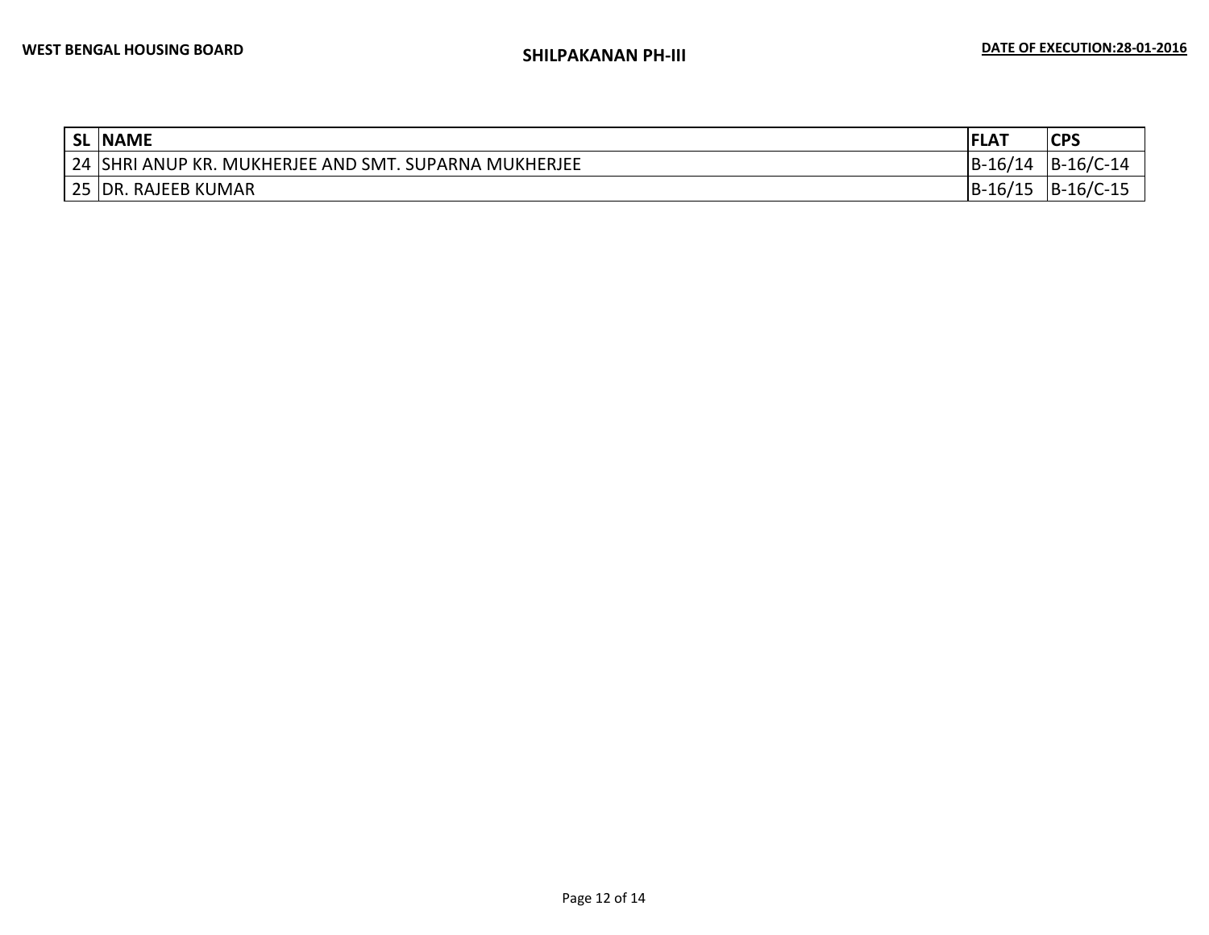| SL | NAME | FLAT | CPS |
|---|---|---|---|
| 24 | SHRI ANUP KR. MUKHERJEE AND SMT. SUPARNA MUKHERJEE | B-16/14 | B-16/C-14 |
| 25 | DR. RAJEEB KUMAR | B-16/15 | B-16/C-15 |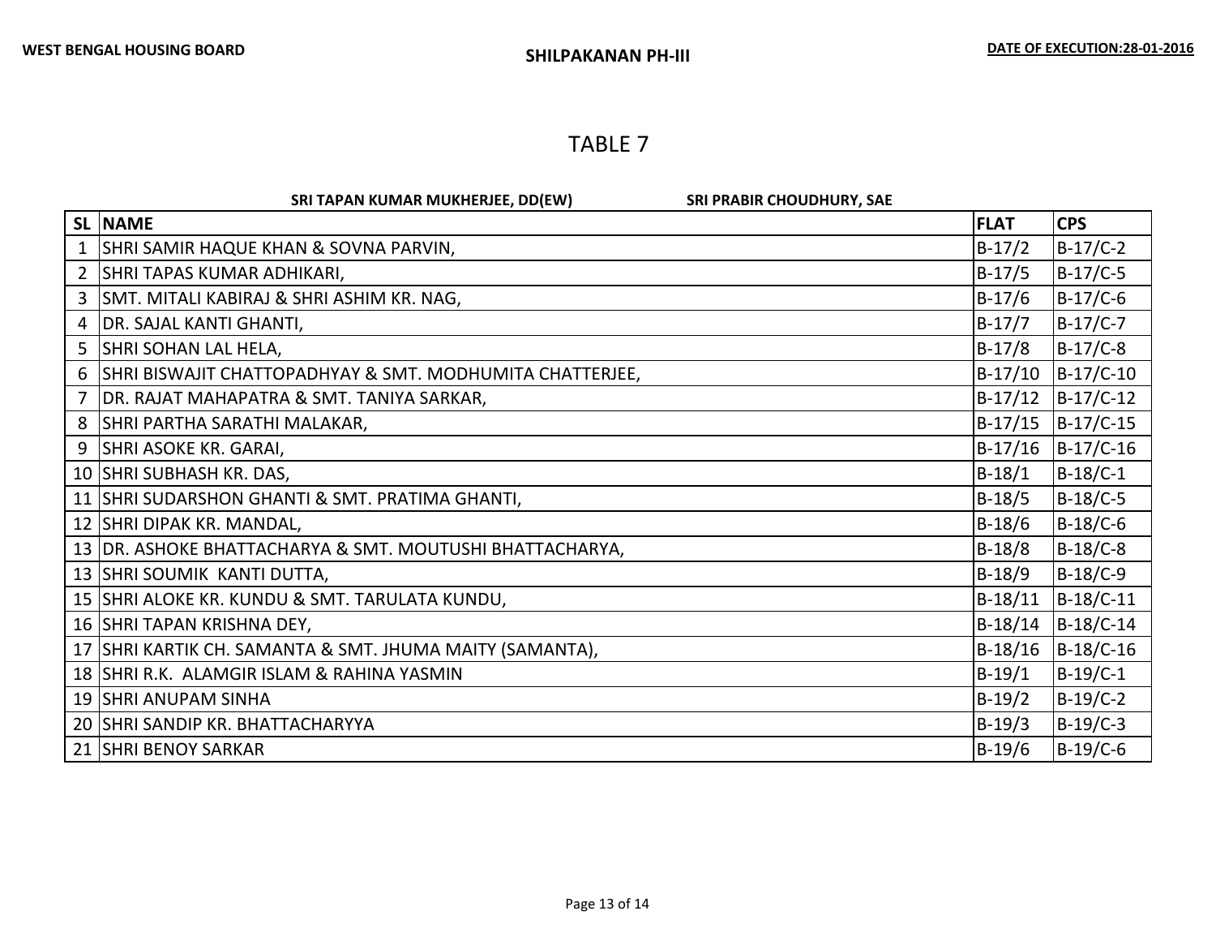WEST BENGAL HOUSING BOARD

SHILPAKANAN PH-III

DATE OF EXECUTION:28-01-2016

# TABLE 7

**SRI TAPAN KUMAR MUKHERJEE, DD(EW)** **SRI PRABIR CHOUDHURY, SAE**

| SL | NAME | FLAT | CPS |
|---|---|---|---|
| 1 | SHRI SAMIR HAQUE KHAN & SOVNA PARVIN, | B-17/2 | B-17/C-2 |
| 2 | SHRI TAPAS KUMAR ADHIKARI, | B-17/5 | B-17/C-5 |
| 3 | SMT. MITALI KABIRAJ & SHRI ASHIM KR. NAG, | B-17/6 | B-17/C-6 |
| 4 | DR. SAJAL KANTI GHANTI, | B-17/7 | B-17/C-7 |
| 5 | SHRI SOHAN LAL HELA, | B-17/8 | B-17/C-8 |
| 6 | SHRI BISWAJIT CHATTOPADHYAY & SMT. MODHUMITA CHATTERJEE, | B-17/10 | B-17/C-10 |
| 7 | DR. RAJAT MAHAPATRA & SMT. TANIYA SARKAR, | B-17/12 | B-17/C-12 |
| 8 | SHRI PARTHA SARATHI MALAKAR, | B-17/15 | B-17/C-15 |
| 9 | SHRI ASOKE KR. GARAI, | B-17/16 | B-17/C-16 |
| 10 | SHRI SUBHASH KR. DAS, | B-18/1 | B-18/C-1 |
| 11 | SHRI SUDARSHON GHANTI & SMT. PRATIMA GHANTI, | B-18/5 | B-18/C-5 |
| 12 | SHRI DIPAK KR. MANDAL, | B-18/6 | B-18/C-6 |
| 13 | DR. ASHOKE BHATTACHARYA & SMT. MOUTUSHI BHATTACHARYA, | B-18/8 | B-18/C-8 |
| 13 | SHRI SOUMIK KANTI DUTTA, | B-18/9 | B-18/C-9 |
| 15 | SHRI ALOKE KR. KUNDU & SMT. TARULATA KUNDU, | B-18/11 | B-18/C-11 |
| 16 | SHRI TAPAN KRISHNA DEY, | B-18/14 | B-18/C-14 |
| 17 | SHRI KARTIK CH. SAMANTA & SMT. JHUMA MAITY (SAMANTA), | B-18/16 | B-18/C-16 |
| 18 | SHRI R.K. ALAMGIR ISLAM & RAHINA YASMIN | B-19/1 | B-19/C-1 |
| 19 | SHRI ANUPAM SINHA | B-19/2 | B-19/C-2 |
| 20 | SHRI SANDIP KR. BHATTACHARYYA | B-19/3 | B-19/C-3 |
| 21 | SHRI BENOY SARKAR | B-19/6 | B-19/C-6 |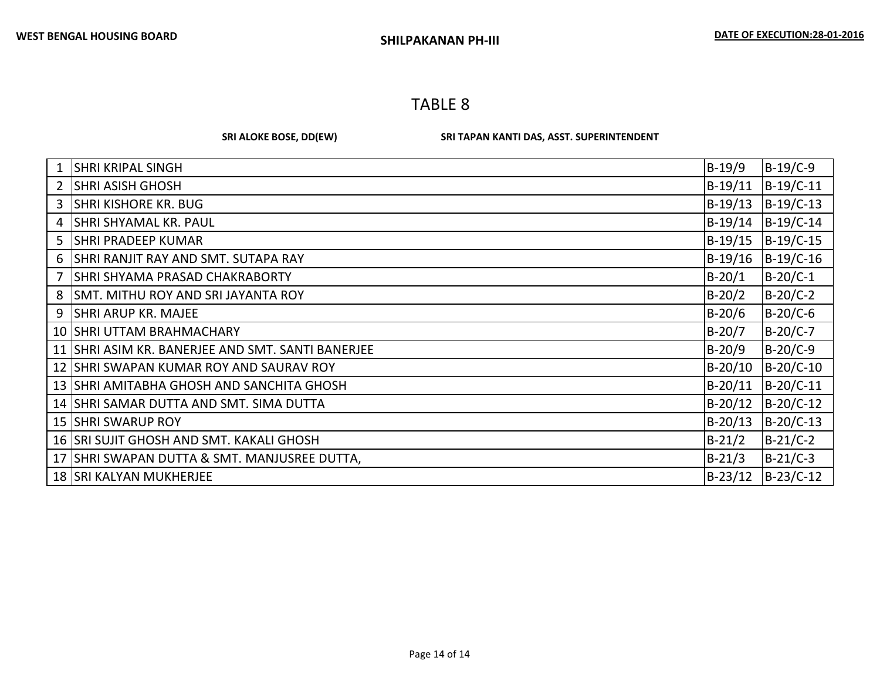WEST BENGAL HOUSING BOARD

SHILPAKANAN PH-III

DATE OF EXECUTION:28-01-2016

# TABLE 8

**SRI ALOKE BOSE, DD(EW)** **SRI TAPAN KANTI DAS, ASST. SUPERINTENDENT**

| | | | |
|---|---|---|---|
| 1 | SHRI KRIPAL SINGH | B-19/9 | B-19/C-9 |
| 2 | SHRI ASISH GHOSH | B-19/11 | B-19/C-11 |
| 3 | SHRI KISHORE KR. BUG | B-19/13 | B-19/C-13 |
| 4 | SHRI SHYAMAL KR. PAUL | B-19/14 | B-19/C-14 |
| 5 | SHRI PRADEEP KUMAR | B-19/15 | B-19/C-15 |
| 6 | SHRI RANJIT RAY AND SMT. SUTAPA RAY | B-19/16 | B-19/C-16 |
| 7 | SHRI SHYAMA PRASAD CHAKRABORTY | B-20/1 | B-20/C-1 |
| 8 | SMT. MITHU ROY AND SRI JAYANTA ROY | B-20/2 | B-20/C-2 |
| 9 | SHRI ARUP KR. MAJEE | B-20/6 | B-20/C-6 |
| 10 | SHRI UTTAM BRAHMACHARY | B-20/7 | B-20/C-7 |
| 11 | SHRI ASIM KR. BANERJEE AND SMT. SANTI BANERJEE | B-20/9 | B-20/C-9 |
| 12 | SHRI SWAPAN KUMAR ROY AND SAURAV ROY | B-20/10 | B-20/C-10 |
| 13 | SHRI AMITABHA GHOSH AND SANCHITA GHOSH | B-20/11 | B-20/C-11 |
| 14 | SHRI SAMAR DUTTA AND SMT. SIMA DUTTA | B-20/12 | B-20/C-12 |
| 15 | SHRI SWARUP ROY | B-20/13 | B-20/C-13 |
| 16 | SRI SUJIT GHOSH AND SMT. KAKALI GHOSH | B-21/2 | B-21/C-2 |
| 17 | SHRI SWAPAN DUTTA & SMT. MANJUSREE DUTTA, | B-21/3 | B-21/C-3 |
| 18 | SRI KALYAN MUKHERJEE | B-23/12 | B-23/C-12 |